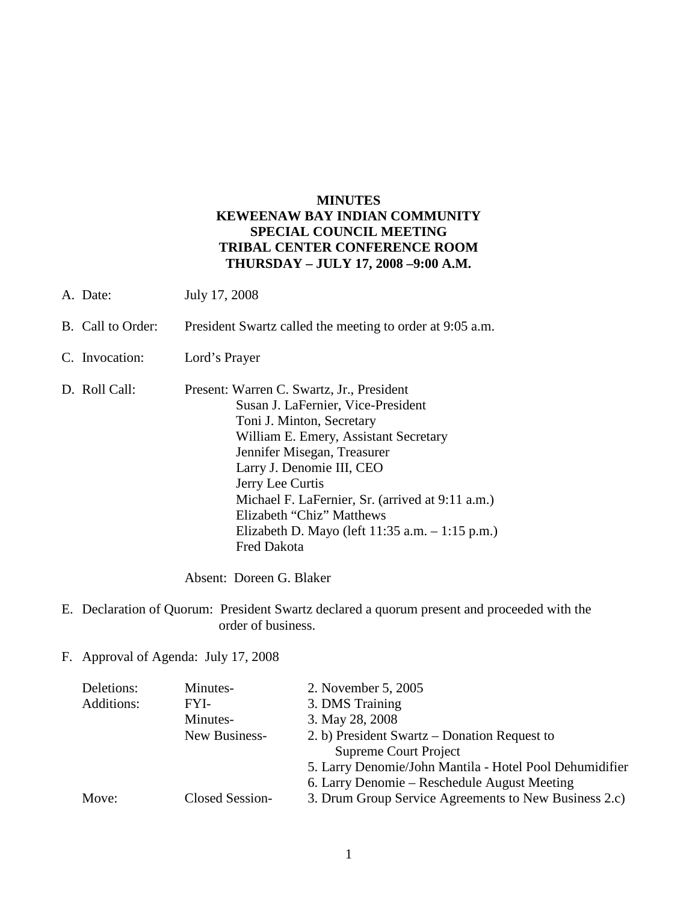**MINUTES**
**KEWEENAW BAY INDIAN COMMUNITY**
**SPECIAL COUNCIL MEETING**
**TRIBAL CENTER CONFERENCE ROOM**
**THURSDAY – JULY 17, 2008 –9:00 A.M.**

A. Date: July 17, 2008

B. Call to Order: President Swartz called the meeting to order at 9:05 a.m.

C. Invocation: Lord's Prayer

D. Roll Call: Present: Warren C. Swartz, Jr., President
Susan J. LaFernier, Vice-President
Toni J. Minton, Secretary
William E. Emery, Assistant Secretary
Jennifer Misegan, Treasurer
Larry J. Denomie III, CEO
Jerry Lee Curtis
Michael F. LaFernier, Sr. (arrived at 9:11 a.m.)
Elizabeth "Chiz" Matthews
Elizabeth D. Mayo (left 11:35 a.m. – 1:15 p.m.)
Fred Dakota

Absent: Doreen G. Blaker

E. Declaration of Quorum: President Swartz declared a quorum present and proceeded with the order of business.

F. Approval of Agenda: July 17, 2008

| | | |
|---|---|---|
| Deletions: | Minutes- | 2. November 5, 2005 |
| Additions: | FYI- | 3. DMS Training |
| | Minutes- | 3. May 28, 2008 |
| | New Business- | 2. b) President Swartz – Donation Request to Supreme Court Project |
| | | 5. Larry Denomie/John Mantila - Hotel Pool Dehumidifier |
| | | 6. Larry Denomie – Reschedule August Meeting |
| Move: | Closed Session- | 3. Drum Group Service Agreements to New Business 2.c) |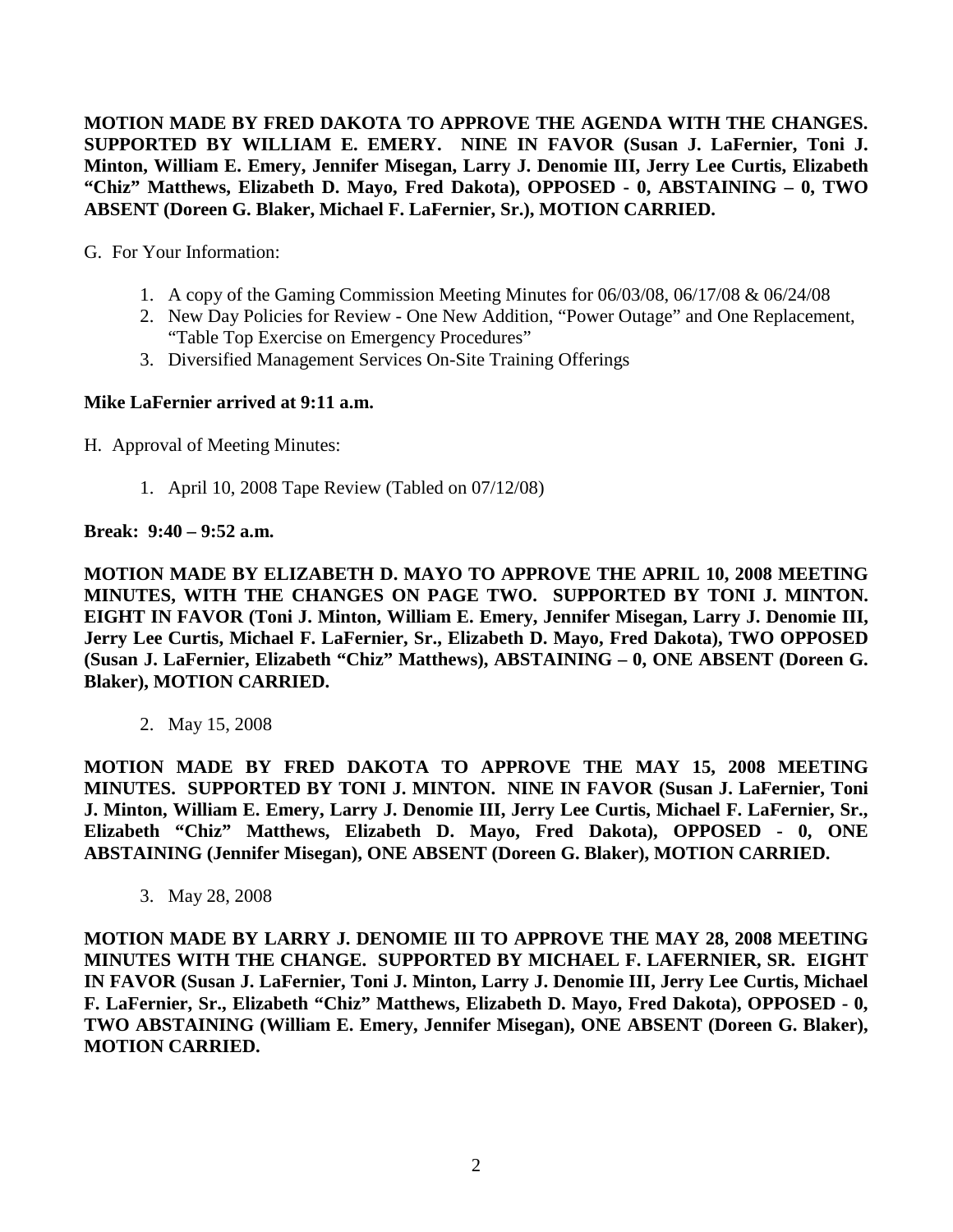**MOTION MADE BY FRED DAKOTA TO APPROVE THE AGENDA WITH THE CHANGES. SUPPORTED BY WILLIAM E. EMERY. NINE IN FAVOR (Susan J. LaFernier, Toni J. Minton, William E. Emery, Jennifer Misegan, Larry J. Denomie III, Jerry Lee Curtis, Elizabeth "Chiz" Matthews, Elizabeth D. Mayo, Fred Dakota), OPPOSED - 0, ABSTAINING – 0, TWO ABSENT (Doreen G. Blaker, Michael F. LaFernier, Sr.), MOTION CARRIED.**

G. For Your Information:

1. A copy of the Gaming Commission Meeting Minutes for 06/03/08, 06/17/08 & 06/24/08
2. New Day Policies for Review - One New Addition, "Power Outage" and One Replacement, "Table Top Exercise on Emergency Procedures"
3. Diversified Management Services On-Site Training Offerings

**Mike LaFernier arrived at 9:11 a.m.**

H. Approval of Meeting Minutes:

1. April 10, 2008 Tape Review (Tabled on 07/12/08)

**Break: 9:40 – 9:52 a.m.**

**MOTION MADE BY ELIZABETH D. MAYO TO APPROVE THE APRIL 10, 2008 MEETING MINUTES, WITH THE CHANGES ON PAGE TWO. SUPPORTED BY TONI J. MINTON. EIGHT IN FAVOR (Toni J. Minton, William E. Emery, Jennifer Misegan, Larry J. Denomie III, Jerry Lee Curtis, Michael F. LaFernier, Sr., Elizabeth D. Mayo, Fred Dakota), TWO OPPOSED (Susan J. LaFernier, Elizabeth "Chiz" Matthews), ABSTAINING – 0, ONE ABSENT (Doreen G. Blaker), MOTION CARRIED.**

2. May 15, 2008

**MOTION MADE BY FRED DAKOTA TO APPROVE THE MAY 15, 2008 MEETING MINUTES. SUPPORTED BY TONI J. MINTON. NINE IN FAVOR (Susan J. LaFernier, Toni J. Minton, William E. Emery, Larry J. Denomie III, Jerry Lee Curtis, Michael F. LaFernier, Sr., Elizabeth "Chiz" Matthews, Elizabeth D. Mayo, Fred Dakota), OPPOSED - 0, ONE ABSTAINING (Jennifer Misegan), ONE ABSENT (Doreen G. Blaker), MOTION CARRIED.**

3. May 28, 2008

**MOTION MADE BY LARRY J. DENOMIE III TO APPROVE THE MAY 28, 2008 MEETING MINUTES WITH THE CHANGE. SUPPORTED BY MICHAEL F. LAFERNIER, SR. EIGHT IN FAVOR (Susan J. LaFernier, Toni J. Minton, Larry J. Denomie III, Jerry Lee Curtis, Michael F. LaFernier, Sr., Elizabeth "Chiz" Matthews, Elizabeth D. Mayo, Fred Dakota), OPPOSED - 0, TWO ABSTAINING (William E. Emery, Jennifer Misegan), ONE ABSENT (Doreen G. Blaker), MOTION CARRIED.**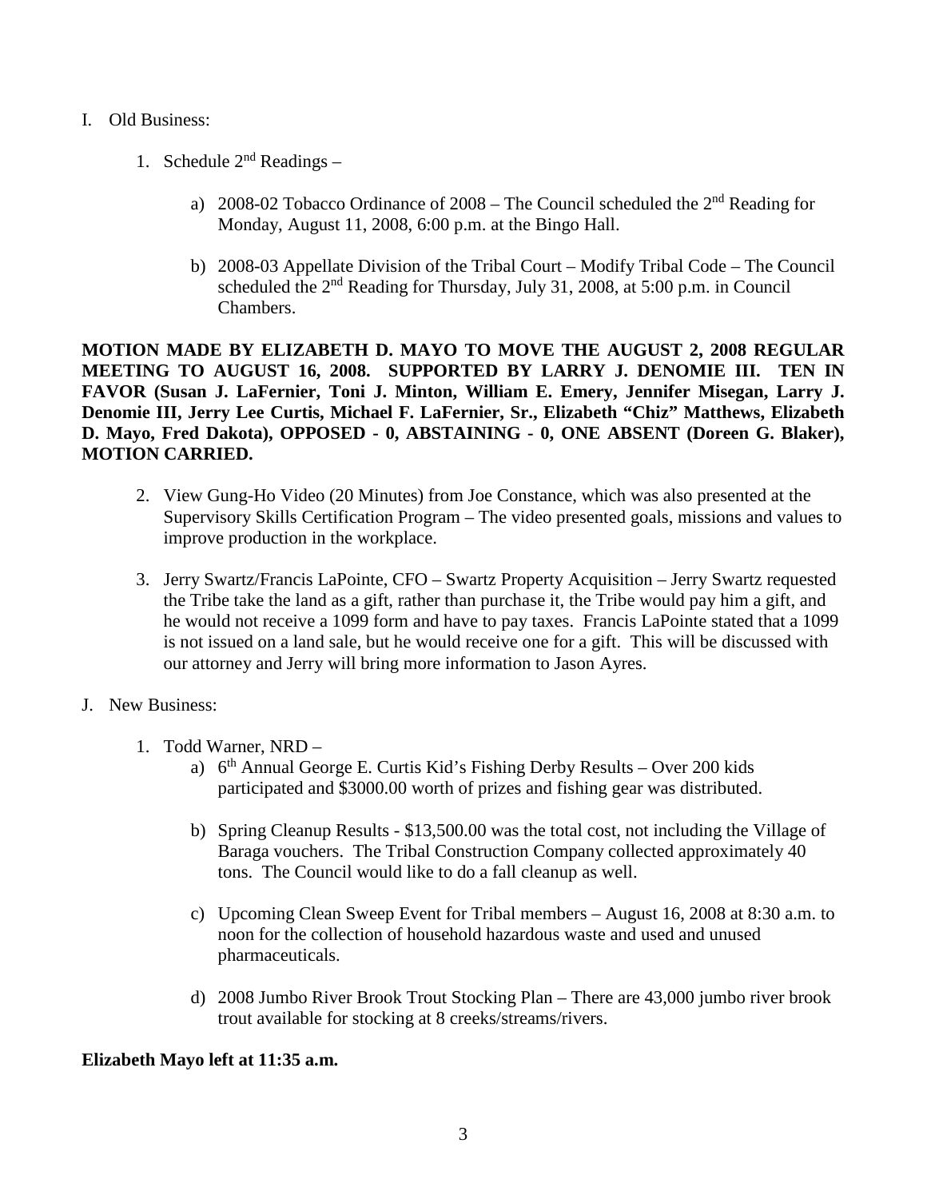I. Old Business:

1. Schedule 2nd Readings –

   a) 2008-02 Tobacco Ordinance of 2008 – The Council scheduled the 2nd Reading for Monday, August 11, 2008, 6:00 p.m. at the Bingo Hall.

   b) 2008-03 Appellate Division of the Tribal Court – Modify Tribal Code – The Council scheduled the 2nd Reading for Thursday, July 31, 2008, at 5:00 p.m. in Council Chambers.

**MOTION MADE BY ELIZABETH D. MAYO TO MOVE THE AUGUST 2, 2008 REGULAR MEETING TO AUGUST 16, 2008. SUPPORTED BY LARRY J. DENOMIE III. TEN IN FAVOR (Susan J. LaFernier, Toni J. Minton, William E. Emery, Jennifer Misegan, Larry J. Denomie III, Jerry Lee Curtis, Michael F. LaFernier, Sr., Elizabeth "Chiz" Matthews, Elizabeth D. Mayo, Fred Dakota), OPPOSED - 0, ABSTAINING - 0, ONE ABSENT (Doreen G. Blaker), MOTION CARRIED.**

2. View Gung-Ho Video (20 Minutes) from Joe Constance, which was also presented at the Supervisory Skills Certification Program – The video presented goals, missions and values to improve production in the workplace.

3. Jerry Swartz/Francis LaPointe, CFO – Swartz Property Acquisition – Jerry Swartz requested the Tribe take the land as a gift, rather than purchase it, the Tribe would pay him a gift, and he would not receive a 1099 form and have to pay taxes. Francis LaPointe stated that a 1099 is not issued on a land sale, but he would receive one for a gift. This will be discussed with our attorney and Jerry will bring more information to Jason Ayres.

J. New Business:

1. Todd Warner, NRD –

   a) 6th Annual George E. Curtis Kid's Fishing Derby Results – Over 200 kids participated and $3000.00 worth of prizes and fishing gear was distributed.

   b) Spring Cleanup Results - $13,500.00 was the total cost, not including the Village of Baraga vouchers. The Tribal Construction Company collected approximately 40 tons. The Council would like to do a fall cleanup as well.

   c) Upcoming Clean Sweep Event for Tribal members – August 16, 2008 at 8:30 a.m. to noon for the collection of household hazardous waste and used and unused pharmaceuticals.

   d) 2008 Jumbo River Brook Trout Stocking Plan – There are 43,000 jumbo river brook trout available for stocking at 8 creeks/streams/rivers.

**Elizabeth Mayo left at 11:35 a.m.**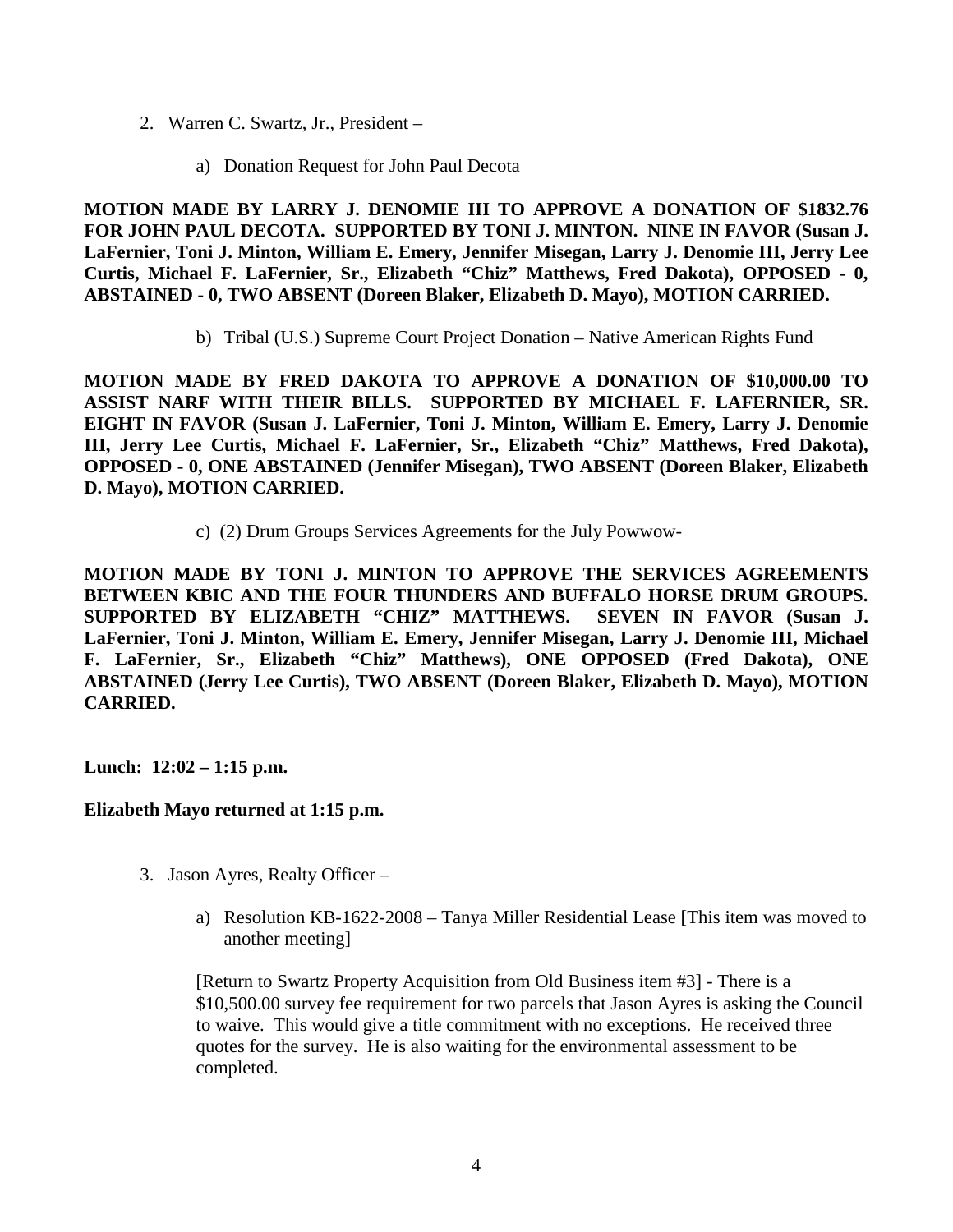2. Warren C. Swartz, Jr., President –

    a) Donation Request for John Paul Decota

**MOTION MADE BY LARRY J. DENOMIE III TO APPROVE A DONATION OF $1832.76 FOR JOHN PAUL DECOTA. SUPPORTED BY TONI J. MINTON. NINE IN FAVOR (Susan J. LaFernier, Toni J. Minton, William E. Emery, Jennifer Misegan, Larry J. Denomie III, Jerry Lee Curtis, Michael F. LaFernier, Sr., Elizabeth "Chiz" Matthews, Fred Dakota), OPPOSED - 0, ABSTAINED - 0, TWO ABSENT (Doreen Blaker, Elizabeth D. Mayo), MOTION CARRIED.**

    b) Tribal (U.S.) Supreme Court Project Donation – Native American Rights Fund

**MOTION MADE BY FRED DAKOTA TO APPROVE A DONATION OF $10,000.00 TO ASSIST NARF WITH THEIR BILLS. SUPPORTED BY MICHAEL F. LAFERNIER, SR. EIGHT IN FAVOR (Susan J. LaFernier, Toni J. Minton, William E. Emery, Larry J. Denomie III, Jerry Lee Curtis, Michael F. LaFernier, Sr., Elizabeth "Chiz" Matthews, Fred Dakota), OPPOSED - 0, ONE ABSTAINED (Jennifer Misegan), TWO ABSENT (Doreen Blaker, Elizabeth D. Mayo), MOTION CARRIED.**

    c) (2) Drum Groups Services Agreements for the July Powwow-

**MOTION MADE BY TONI J. MINTON TO APPROVE THE SERVICES AGREEMENTS BETWEEN KBIC AND THE FOUR THUNDERS AND BUFFALO HORSE DRUM GROUPS. SUPPORTED BY ELIZABETH "CHIZ" MATTHEWS. SEVEN IN FAVOR (Susan J. LaFernier, Toni J. Minton, William E. Emery, Jennifer Misegan, Larry J. Denomie III, Michael F. LaFernier, Sr., Elizabeth "Chiz" Matthews), ONE OPPOSED (Fred Dakota), ONE ABSTAINED (Jerry Lee Curtis), TWO ABSENT (Doreen Blaker, Elizabeth D. Mayo), MOTION CARRIED.**

**Lunch: 12:02 – 1:15 p.m.**

**Elizabeth Mayo returned at 1:15 p.m.**

3. Jason Ayres, Realty Officer –

    a) Resolution KB-1622-2008 – Tanya Miller Residential Lease [This item was moved to another meeting]

    [Return to Swartz Property Acquisition from Old Business item #3] - There is a $10,500.00 survey fee requirement for two parcels that Jason Ayres is asking the Council to waive. This would give a title commitment with no exceptions. He received three quotes for the survey. He is also waiting for the environmental assessment to be completed.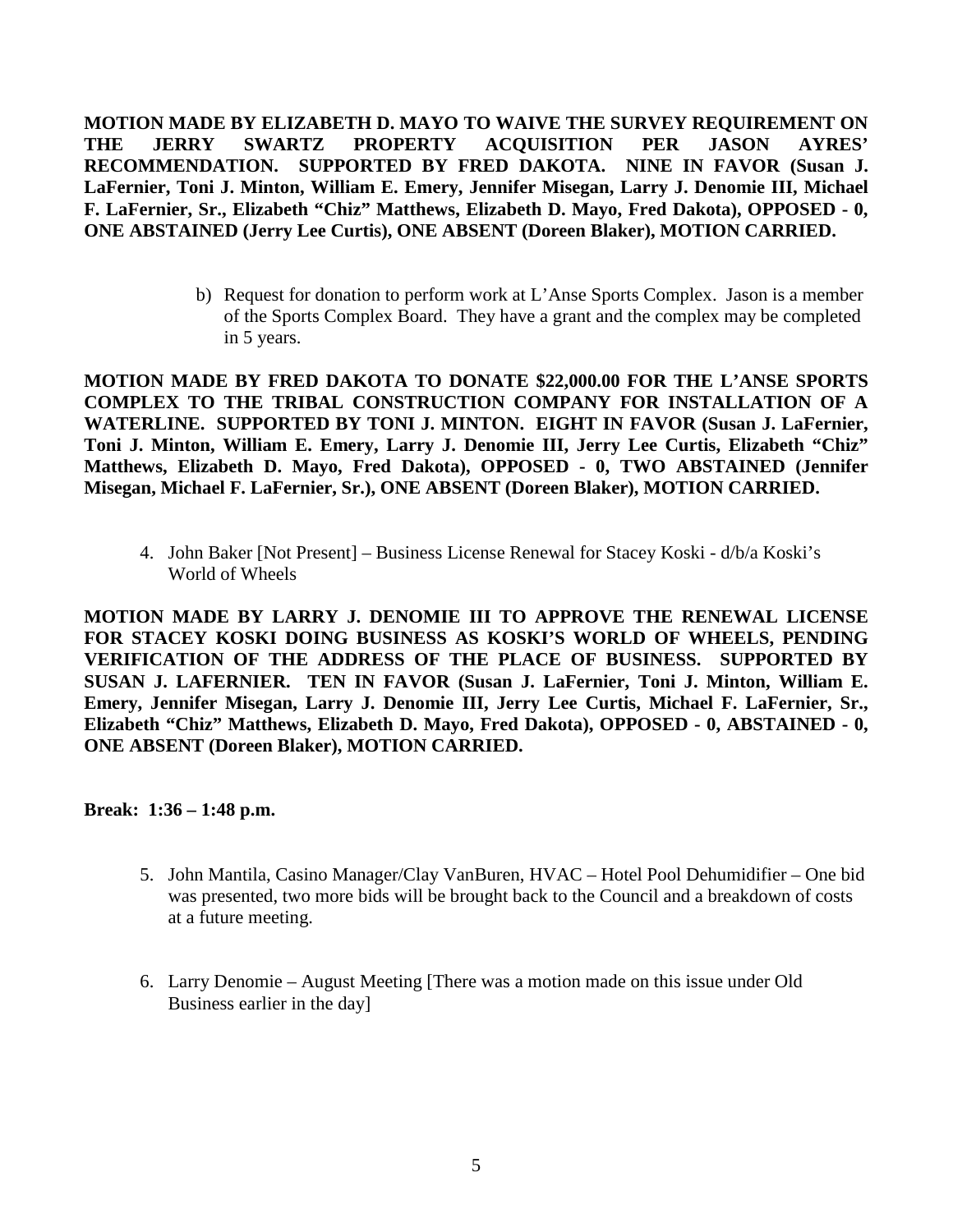**MOTION MADE BY ELIZABETH D. MAYO TO WAIVE THE SURVEY REQUIREMENT ON THE JERRY SWARTZ PROPERTY ACQUISITION PER JASON AYRES' RECOMMENDATION. SUPPORTED BY FRED DAKOTA. NINE IN FAVOR (Susan J. LaFernier, Toni J. Minton, William E. Emery, Jennifer Misegan, Larry J. Denomie III, Michael F. LaFernier, Sr., Elizabeth "Chiz" Matthews, Elizabeth D. Mayo, Fred Dakota), OPPOSED - 0, ONE ABSTAINED (Jerry Lee Curtis), ONE ABSENT (Doreen Blaker), MOTION CARRIED.**

b) Request for donation to perform work at L'Anse Sports Complex. Jason is a member of the Sports Complex Board. They have a grant and the complex may be completed in 5 years.

**MOTION MADE BY FRED DAKOTA TO DONATE $22,000.00 FOR THE L'ANSE SPORTS COMPLEX TO THE TRIBAL CONSTRUCTION COMPANY FOR INSTALLATION OF A WATERLINE. SUPPORTED BY TONI J. MINTON. EIGHT IN FAVOR (Susan J. LaFernier, Toni J. Minton, William E. Emery, Larry J. Denomie III, Jerry Lee Curtis, Elizabeth "Chiz" Matthews, Elizabeth D. Mayo, Fred Dakota), OPPOSED - 0, TWO ABSTAINED (Jennifer Misegan, Michael F. LaFernier, Sr.), ONE ABSENT (Doreen Blaker), MOTION CARRIED.**

4. John Baker [Not Present] – Business License Renewal for Stacey Koski - d/b/a Koski's World of Wheels

**MOTION MADE BY LARRY J. DENOMIE III TO APPROVE THE RENEWAL LICENSE FOR STACEY KOSKI DOING BUSINESS AS KOSKI'S WORLD OF WHEELS, PENDING VERIFICATION OF THE ADDRESS OF THE PLACE OF BUSINESS. SUPPORTED BY SUSAN J. LAFERNIER. TEN IN FAVOR (Susan J. LaFernier, Toni J. Minton, William E. Emery, Jennifer Misegan, Larry J. Denomie III, Jerry Lee Curtis, Michael F. LaFernier, Sr., Elizabeth "Chiz" Matthews, Elizabeth D. Mayo, Fred Dakota), OPPOSED - 0, ABSTAINED - 0, ONE ABSENT (Doreen Blaker), MOTION CARRIED.**

**Break: 1:36 – 1:48 p.m.**

5. John Mantila, Casino Manager/Clay VanBuren, HVAC – Hotel Pool Dehumidifier – One bid was presented, two more bids will be brought back to the Council and a breakdown of costs at a future meeting.

6. Larry Denomie – August Meeting [There was a motion made on this issue under Old Business earlier in the day]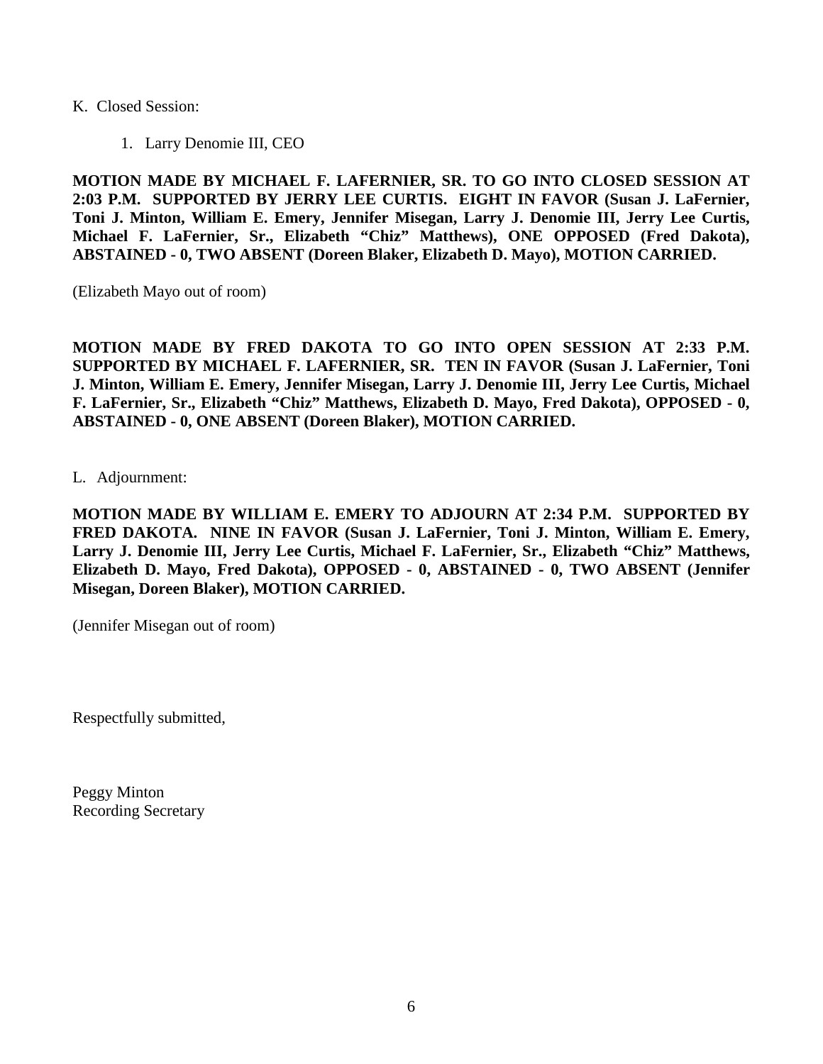K. Closed Session:

1. Larry Denomie III, CEO

**MOTION MADE BY MICHAEL F. LAFERNIER, SR. TO GO INTO CLOSED SESSION AT 2:03 P.M. SUPPORTED BY JERRY LEE CURTIS. EIGHT IN FAVOR (Susan J. LaFernier, Toni J. Minton, William E. Emery, Jennifer Misegan, Larry J. Denomie III, Jerry Lee Curtis, Michael F. LaFernier, Sr., Elizabeth "Chiz" Matthews), ONE OPPOSED (Fred Dakota), ABSTAINED - 0, TWO ABSENT (Doreen Blaker, Elizabeth D. Mayo), MOTION CARRIED.**

(Elizabeth Mayo out of room)

**MOTION MADE BY FRED DAKOTA TO GO INTO OPEN SESSION AT 2:33 P.M. SUPPORTED BY MICHAEL F. LAFERNIER, SR. TEN IN FAVOR (Susan J. LaFernier, Toni J. Minton, William E. Emery, Jennifer Misegan, Larry J. Denomie III, Jerry Lee Curtis, Michael F. LaFernier, Sr., Elizabeth "Chiz" Matthews, Elizabeth D. Mayo, Fred Dakota), OPPOSED - 0, ABSTAINED - 0, ONE ABSENT (Doreen Blaker), MOTION CARRIED.**

L. Adjournment:

**MOTION MADE BY WILLIAM E. EMERY TO ADJOURN AT 2:34 P.M. SUPPORTED BY FRED DAKOTA. NINE IN FAVOR (Susan J. LaFernier, Toni J. Minton, William E. Emery, Larry J. Denomie III, Jerry Lee Curtis, Michael F. LaFernier, Sr., Elizabeth "Chiz" Matthews, Elizabeth D. Mayo, Fred Dakota), OPPOSED - 0, ABSTAINED - 0, TWO ABSENT (Jennifer Misegan, Doreen Blaker), MOTION CARRIED.**

(Jennifer Misegan out of room)

Respectfully submitted,

Peggy Minton
Recording Secretary